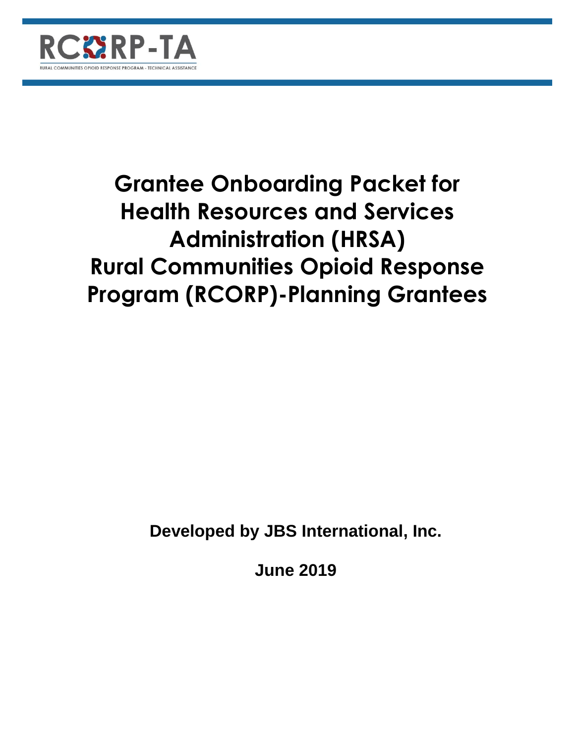RCORP-TA

RURAL COMMUNITIES OPIOID RESPONSE PROGRAM - TECHNICAL ASSISTANCE

# Grantee Onboarding Packet for Health Resources and Services Administration (HRSA) Rural Communities Opioid Response Program (RCORP)-Planning Grantees

**Developed by JBS International, Inc.**

**June 2019**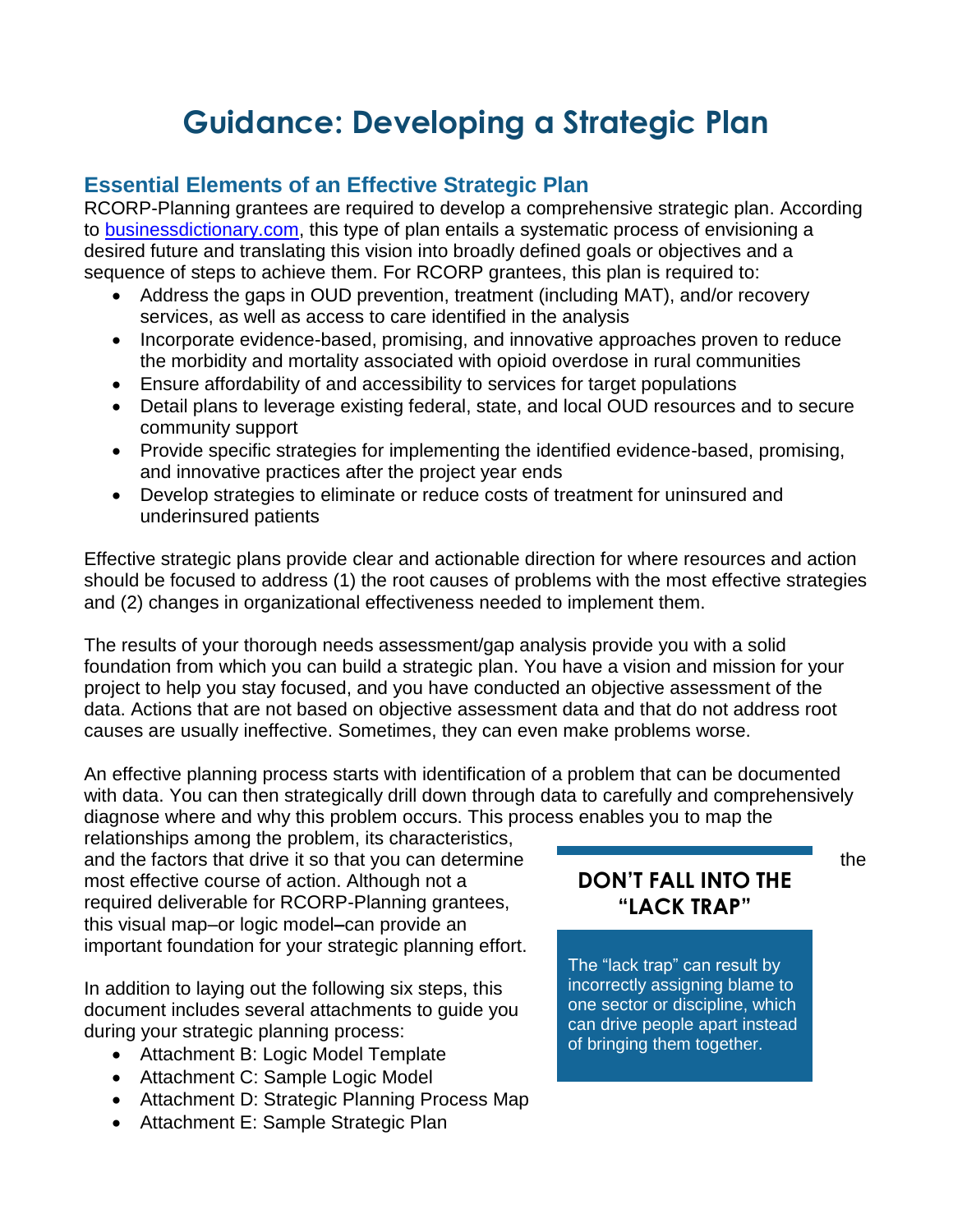# Guidance: Developing a Strategic Plan

## Essential Elements of an Effective Strategic Plan

RCORP-Planning grantees are required to develop a comprehensive strategic plan. According to [businessdictionary.com](businessdictionary.com), this type of plan entails a systematic process of envisioning a desired future and translating this vision into broadly defined goals or objectives and a sequence of steps to achieve them. For RCORP grantees, this plan is required to:

- Address the gaps in OUD prevention, treatment (including MAT), and/or recovery services, as well as access to care identified in the analysis
- Incorporate evidence-based, promising, and innovative approaches proven to reduce the morbidity and mortality associated with opioid overdose in rural communities
- Ensure affordability of and accessibility to services for target populations
- Detail plans to leverage existing federal, state, and local OUD resources and to secure community support
- Provide specific strategies for implementing the identified evidence-based, promising, and innovative practices after the project year ends
- Develop strategies to eliminate or reduce costs of treatment for uninsured and underinsured patients

Effective strategic plans provide clear and actionable direction for where resources and action should be focused to address (1) the root causes of problems with the most effective strategies and (2) changes in organizational effectiveness needed to implement them.

The results of your thorough needs assessment/gap analysis provide you with a solid foundation from which you can build a strategic plan. You have a vision and mission for your project to help you stay focused, and you have conducted an objective assessment of the data. Actions that are not based on objective assessment data and that do not address root causes are usually ineffective. Sometimes, they can even make problems worse.

An effective planning process starts with identification of a problem that can be documented with data. You can then strategically drill down through data to carefully and comprehensively diagnose where and why this problem occurs. This process enables you to map the relationships among the problem, its characteristics, and the factors that drive it so that you can determine the most effective course of action. Although not a required deliverable for RCORP-Planning grantees, this visual map–or logic model–can provide an important foundation for your strategic planning effort.

In addition to laying out the following six steps, this document includes several attachments to guide you during your strategic planning process:

- Attachment B: Logic Model Template
- Attachment C: Sample Logic Model
- Attachment D: Strategic Planning Process Map
- Attachment E: Sample Strategic Plan

**DON'T FALL INTO THE "LACK TRAP"**

The "lack trap" can result by incorrectly assigning blame to one sector or discipline, which can drive people apart instead of bringing them together.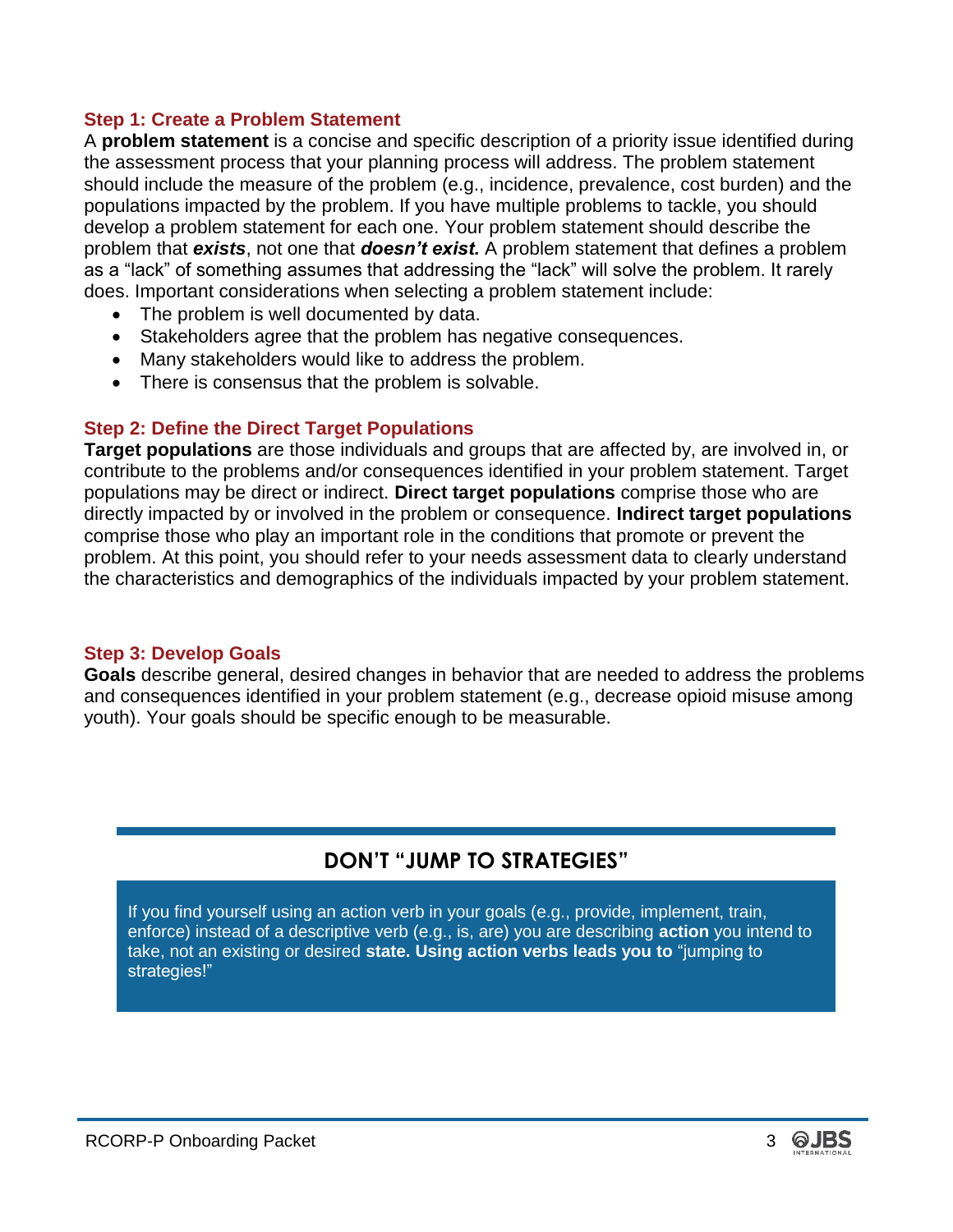### Step 1: Create a Problem Statement

A **problem statement** is a concise and specific description of a priority issue identified during the assessment process that your planning process will address. The problem statement should include the measure of the problem (e.g., incidence, prevalence, cost burden) and the populations impacted by the problem. If you have multiple problems to tackle, you should develop a problem statement for each one. Your problem statement should describe the problem that ***exists***, not one that ***doesn't exist.*** A problem statement that defines a problem as a "lack" of something assumes that addressing the "lack" will solve the problem. It rarely does. Important considerations when selecting a problem statement include:

- The problem is well documented by data.
- Stakeholders agree that the problem has negative consequences.
- Many stakeholders would like to address the problem.
- There is consensus that the problem is solvable.

### Step 2: Define the Direct Target Populations

**Target populations** are those individuals and groups that are affected by, are involved in, or contribute to the problems and/or consequences identified in your problem statement. Target populations may be direct or indirect. **Direct target populations** comprise those who are directly impacted by or involved in the problem or consequence. **Indirect target populations** comprise those who play an important role in the conditions that promote or prevent the problem. At this point, you should refer to your needs assessment data to clearly understand the characteristics and demographics of the individuals impacted by your problem statement.

### Step 3: Develop Goals

**Goals** describe general, desired changes in behavior that are needed to address the problems and consequences identified in your problem statement (e.g., decrease opioid misuse among youth). Your goals should be specific enough to be measurable.

#### DON'T "JUMP TO STRATEGIES"

If you find yourself using an action verb in your goals (e.g., provide, implement, train, enforce) instead of a descriptive verb (e.g., is, are) you are describing **action** you intend to take, not an existing or desired **state. Using action verbs leads you to** "jumping to strategies!"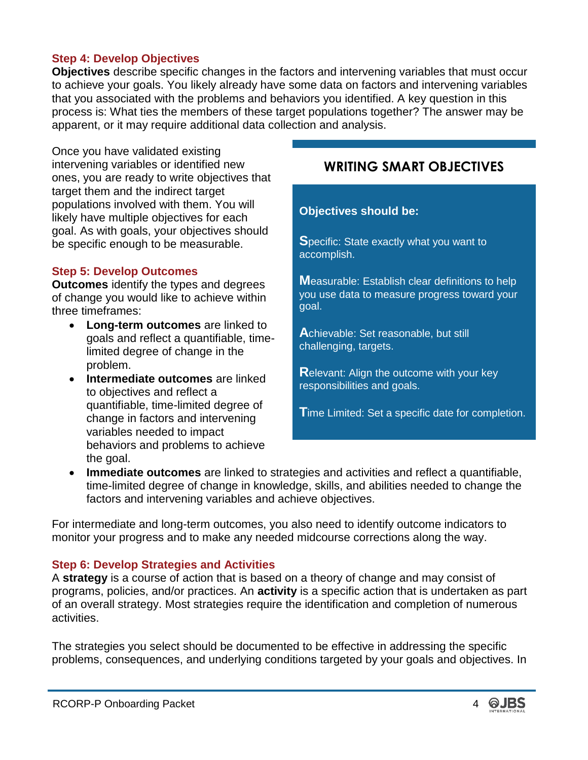### Step 4: Develop Objectives

**Objectives** describe specific changes in the factors and intervening variables that must occur to achieve your goals. You likely already have some data on factors and intervening variables that you associated with the problems and behaviors you identified. A key question in this process is: What ties the members of these target populations together? The answer may be apparent, or it may require additional data collection and analysis.

Once you have validated existing intervening variables or identified new ones, you are ready to write objectives that target them and the indirect target populations involved with them. You will likely have multiple objectives for each goal. As with goals, your objectives should be specific enough to be measurable.

> **WRITING SMART OBJECTIVES**
>
> **Objectives should be:**
>
> **S**pecific: State exactly what you want to accomplish.
>
> **M**easurable: Establish clear definitions to help you use data to measure progress toward your goal.
>
> **A**chievable: Set reasonable, but still challenging, targets.
>
> **R**elevant: Align the outcome with your key responsibilities and goals.
>
> **T**ime Limited: Set a specific date for completion.

### Step 5: Develop Outcomes

**Outcomes** identify the types and degrees of change you would like to achieve within three timeframes:

- **Long-term outcomes** are linked to goals and reflect a quantifiable, time-limited degree of change in the problem.
- **Intermediate outcomes** are linked to objectives and reflect a quantifiable, time-limited degree of change in factors and intervening variables needed to impact behaviors and problems to achieve the goal.
- **Immediate outcomes** are linked to strategies and activities and reflect a quantifiable, time-limited degree of change in knowledge, skills, and abilities needed to change the factors and intervening variables and achieve objectives.

For intermediate and long-term outcomes, you also need to identify outcome indicators to monitor your progress and to make any needed midcourse corrections along the way.

### Step 6: Develop Strategies and Activities

A **strategy** is a course of action that is based on a theory of change and may consist of programs, policies, and/or practices. An **activity** is a specific action that is undertaken as part of an overall strategy. Most strategies require the identification and completion of numerous activities.

The strategies you select should be documented to be effective in addressing the specific problems, consequences, and underlying conditions targeted by your goals and objectives. In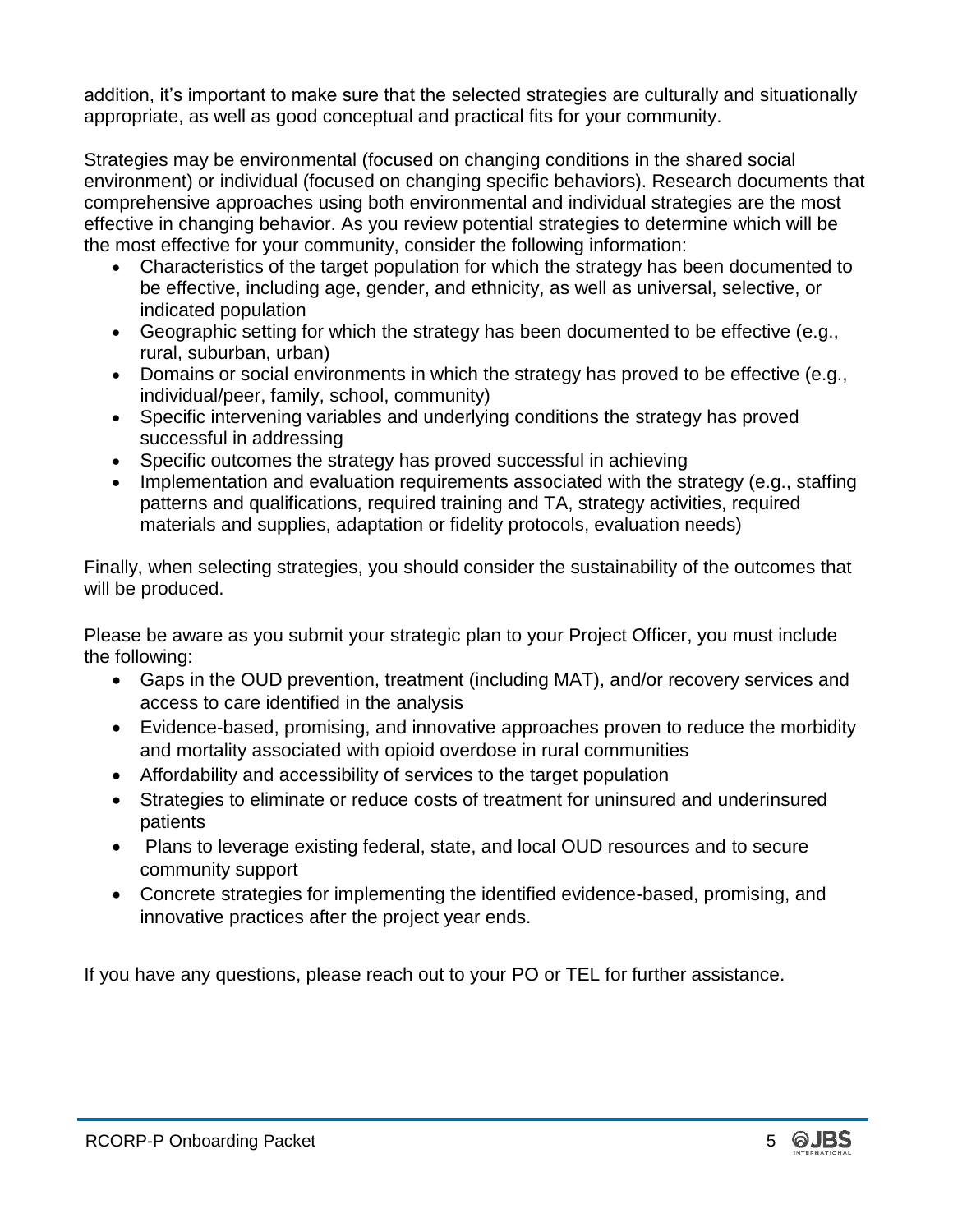addition, it's important to make sure that the selected strategies are culturally and situationally appropriate, as well as good conceptual and practical fits for your community.

Strategies may be environmental (focused on changing conditions in the shared social environment) or individual (focused on changing specific behaviors). Research documents that comprehensive approaches using both environmental and individual strategies are the most effective in changing behavior. As you review potential strategies to determine which will be the most effective for your community, consider the following information:

- Characteristics of the target population for which the strategy has been documented to be effective, including age, gender, and ethnicity, as well as universal, selective, or indicated population
- Geographic setting for which the strategy has been documented to be effective (e.g., rural, suburban, urban)
- Domains or social environments in which the strategy has proved to be effective (e.g., individual/peer, family, school, community)
- Specific intervening variables and underlying conditions the strategy has proved successful in addressing
- Specific outcomes the strategy has proved successful in achieving
- Implementation and evaluation requirements associated with the strategy (e.g., staffing patterns and qualifications, required training and TA, strategy activities, required materials and supplies, adaptation or fidelity protocols, evaluation needs)

Finally, when selecting strategies, you should consider the sustainability of the outcomes that will be produced.

Please be aware as you submit your strategic plan to your Project Officer, you must include the following:

- Gaps in the OUD prevention, treatment (including MAT), and/or recovery services and access to care identified in the analysis
- Evidence-based, promising, and innovative approaches proven to reduce the morbidity and mortality associated with opioid overdose in rural communities
- Affordability and accessibility of services to the target population
- Strategies to eliminate or reduce costs of treatment for uninsured and underinsured patients
- Plans to leverage existing federal, state, and local OUD resources and to secure community support
- Concrete strategies for implementing the identified evidence-based, promising, and innovative practices after the project year ends.

If you have any questions, please reach out to your PO or TEL for further assistance.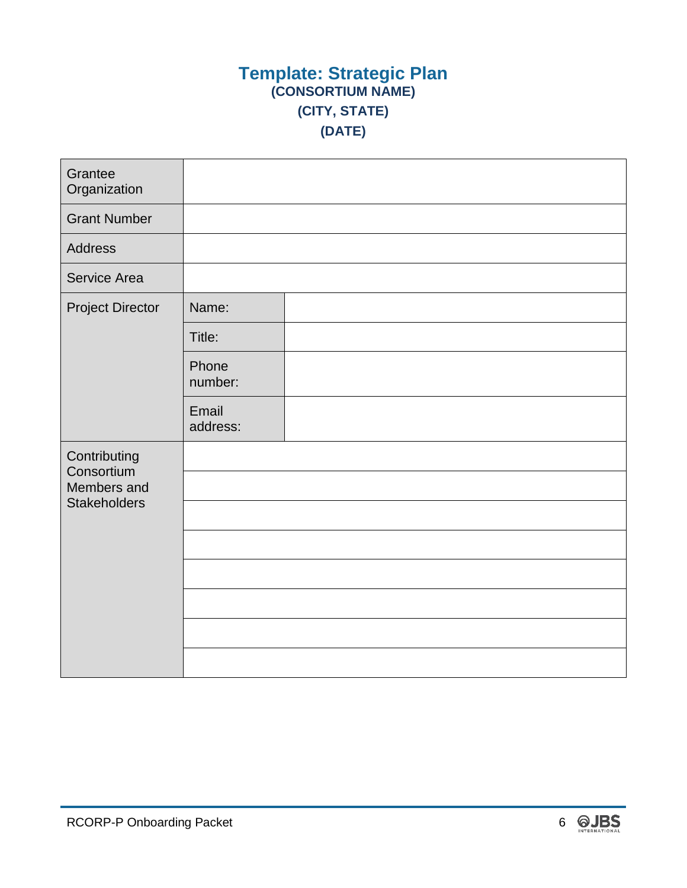# Template: Strategic Plan

**(CONSORTIUM NAME)**

**(CITY, STATE)**

**(DATE)**

| | | |
|---|---|---|
| Grantee Organization | | |
| Grant Number | | |
| Address | | |
| Service Area | | |
| Project Director | Name: | |
| | Title: | |
| | Phone number: | |
| | Email address: | |
| Contributing Consortium Members and Stakeholders | | |
| | | |
| | | |
| | | |
| | | |
| | | |
| | | |
| | | |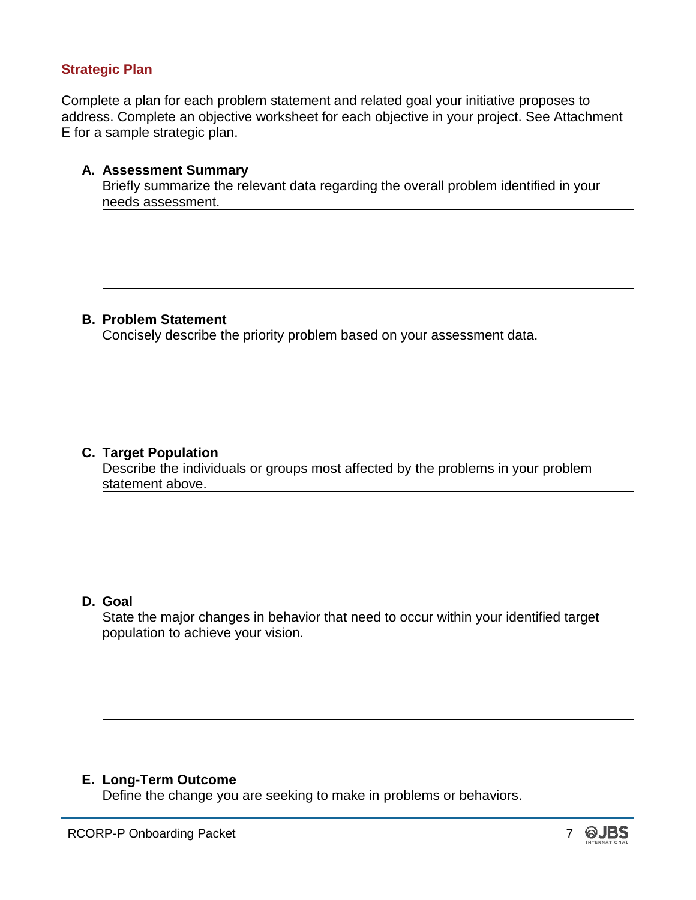## Strategic Plan

Complete a plan for each problem statement and related goal your initiative proposes to address. Complete an objective worksheet for each objective in your project. See Attachment E for a sample strategic plan.

**A. Assessment Summary**
Briefly summarize the relevant data regarding the overall problem identified in your needs assessment.

| |
|---|
| |

**B. Problem Statement**
Concisely describe the priority problem based on your assessment data.

| |
|---|
| |

**C. Target Population**
Describe the individuals or groups most affected by the problems in your problem statement above.

| |
|---|
| |

**D. Goal**
State the major changes in behavior that need to occur within your identified target population to achieve your vision.

| |
|---|
| |

**E. Long-Term Outcome**
Define the change you are seeking to make in problems or behaviors.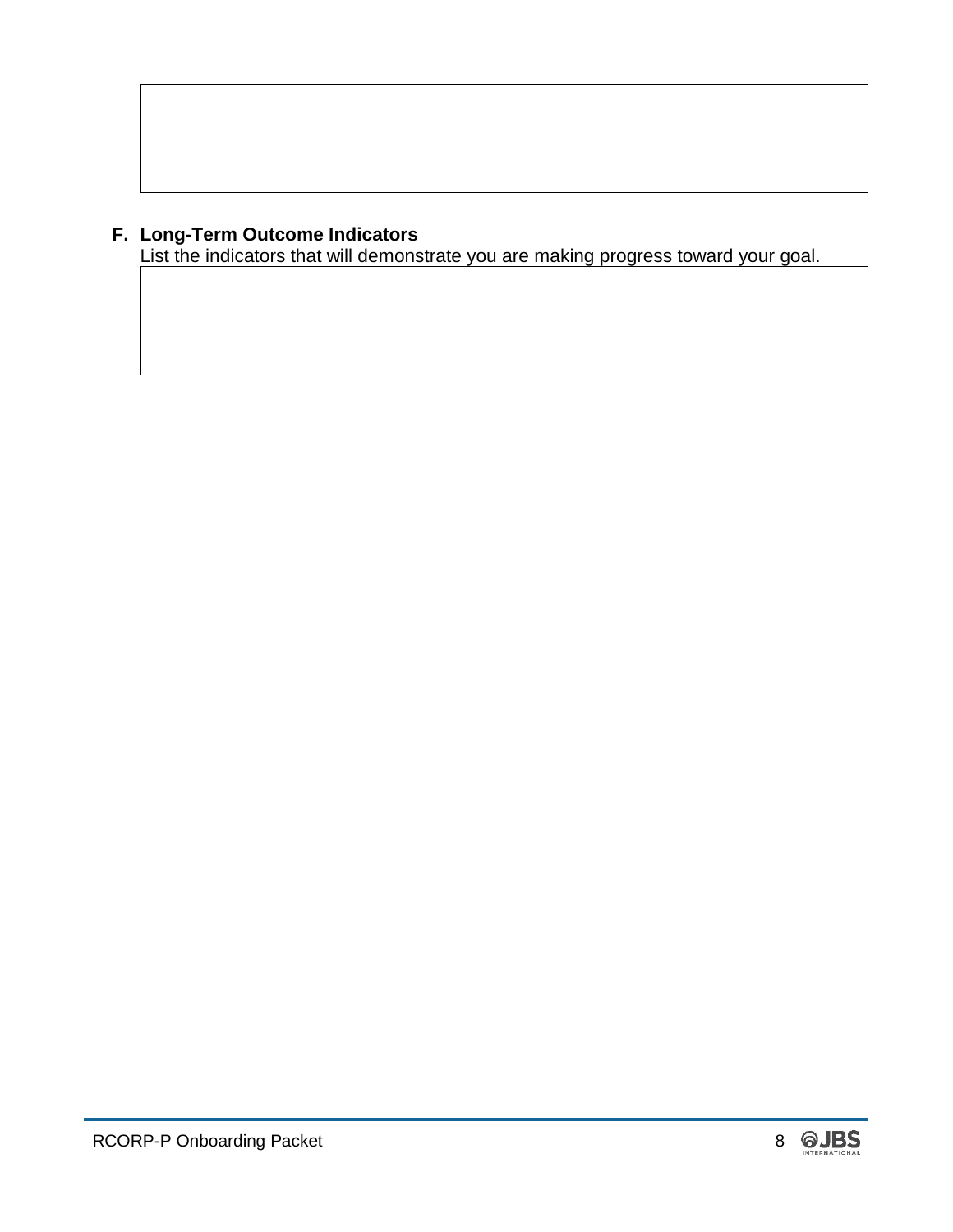F. **Long-Term Outcome Indicators**

List the indicators that will demonstrate you are making progress toward your goal.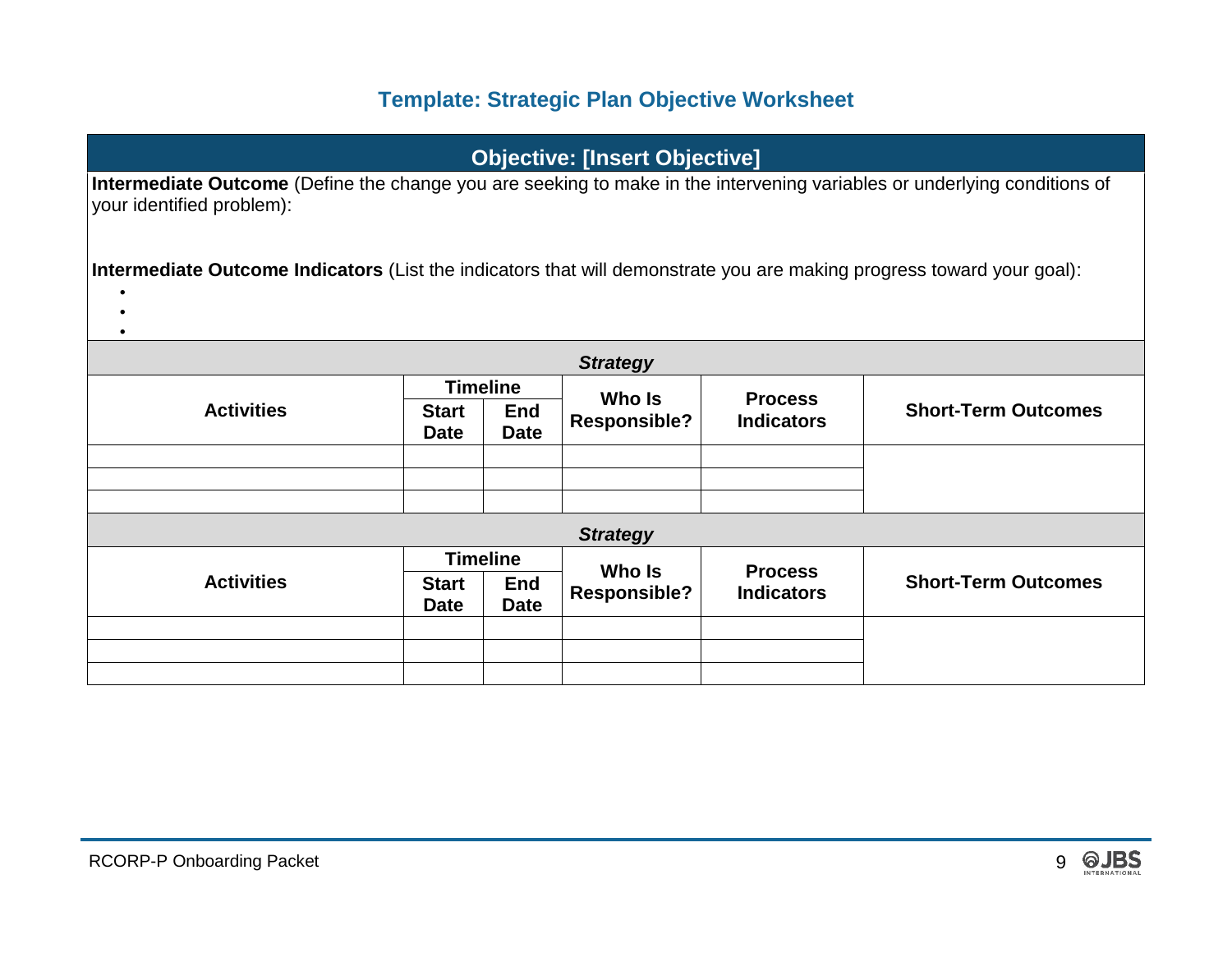## Template: Strategic Plan Objective Worksheet

| Objective: [Insert Objective] |
|---|
| **Intermediate Outcome** (Define the change you are seeking to make in the intervening variables or underlying conditions of your identified problem): |
| **Intermediate Outcome Indicators** (List the indicators that will demonstrate you are making progress toward your goal):<br>•<br>•<br>• |

| ***Strategy*** | | | | | |
|---|---|---|---|---|---|
| **Activities** | **Timeline** | | **Who Is Responsible?** | **Process Indicators** | **Short-Term Outcomes** |
| | **Start Date** | **End Date** | | | |
| | | | | | |
| | | | | | |
| | | | | | |

| ***Strategy*** | | | | | |
|---|---|---|---|---|---|
| **Activities** | **Timeline** | | **Who Is Responsible?** | **Process Indicators** | **Short-Term Outcomes** |
| | **Start Date** | **End Date** | | | |
| | | | | | |
| | | | | | |
| | | | | | |